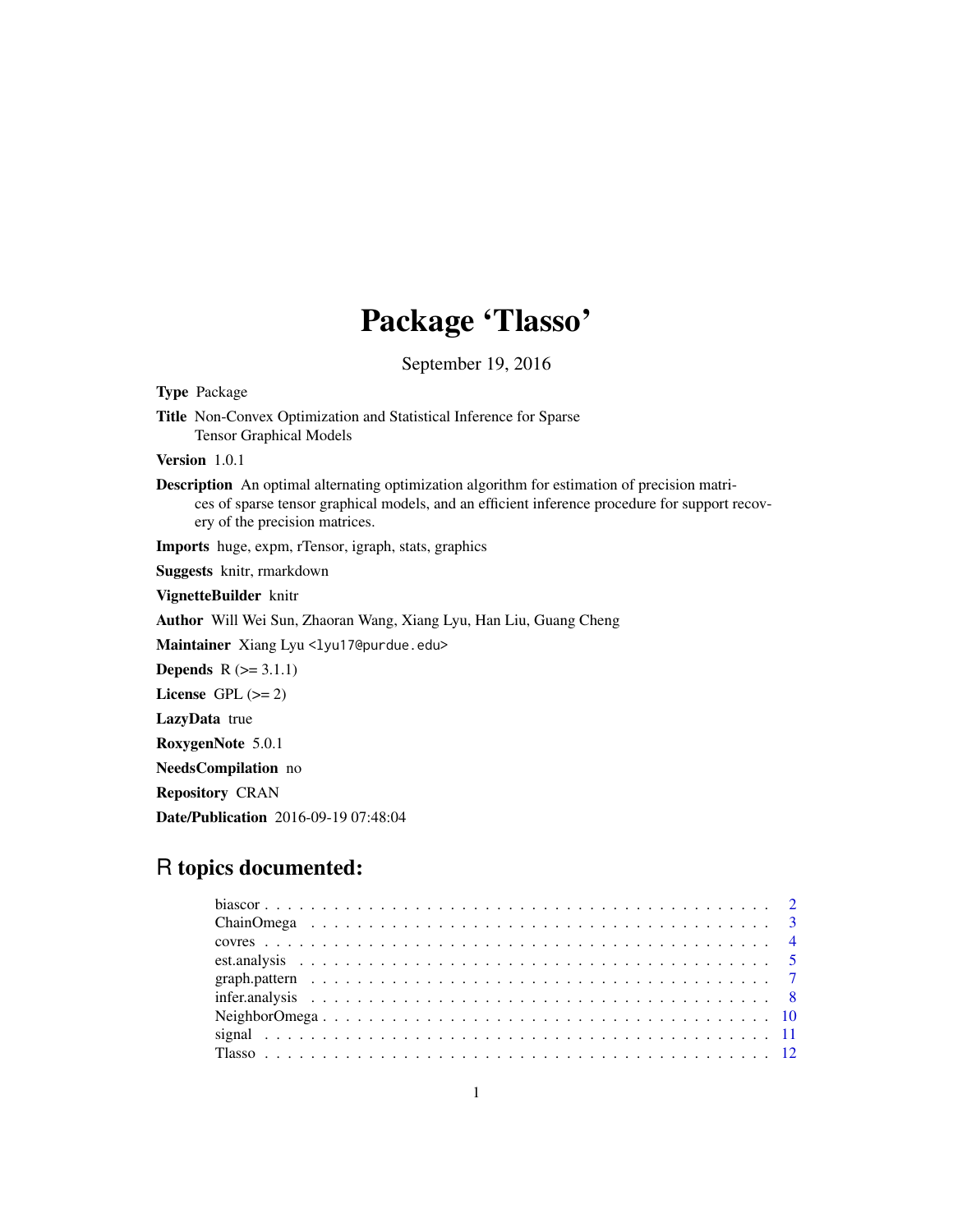# Package 'Tlasso'

September 19, 2016

**Type** Package

**Title** Non-Convex Optimization and Statistical Inference for Sparse Tensor Graphical Models

**Version** 1.0.1

**Description** An optimal alternating optimization algorithm for estimation of precision matrices of sparse tensor graphical models, and an efficient inference procedure for support recovery of the precision matrices.

**Imports** huge, expm, rTensor, igraph, stats, graphics

**Suggests** knitr, rmarkdown

**VignetteBuilder** knitr

**Author** Will Wei Sun, Zhaoran Wang, Xiang Lyu, Han Liu, Guang Cheng

**Maintainer** Xiang Lyu <lyu17@purdue.edu>

**Depends** R (>= 3.1.1)

**License** GPL (>= 2)

**LazyData** true

**RoxygenNote** 5.0.1

**NeedsCompilation** no

**Repository** CRAN

**Date/Publication** 2016-09-19 07:48:04

## R topics documented:

- biascor . . . . . . . . . . . . . . . . . . . . . . . . . . . . . . . . . . . . . . . . . . . 2
- ChainOmega . . . . . . . . . . . . . . . . . . . . . . . . . . . . . . . . . . . . . . . . 3
- covres . . . . . . . . . . . . . . . . . . . . . . . . . . . . . . . . . . . . . . . . . . . . 4
- est.analysis . . . . . . . . . . . . . . . . . . . . . . . . . . . . . . . . . . . . . . . . . 5
- graph.pattern . . . . . . . . . . . . . . . . . . . . . . . . . . . . . . . . . . . . . . . . 7
- infer.analysis . . . . . . . . . . . . . . . . . . . . . . . . . . . . . . . . . . . . . . . . 8
- NeighborOmega . . . . . . . . . . . . . . . . . . . . . . . . . . . . . . . . . . . . . . 10
- signal . . . . . . . . . . . . . . . . . . . . . . . . . . . . . . . . . . . . . . . . . . . . 11
- Tlasso . . . . . . . . . . . . . . . . . . . . . . . . . . . . . . . . . . . . . . . . . . . . 12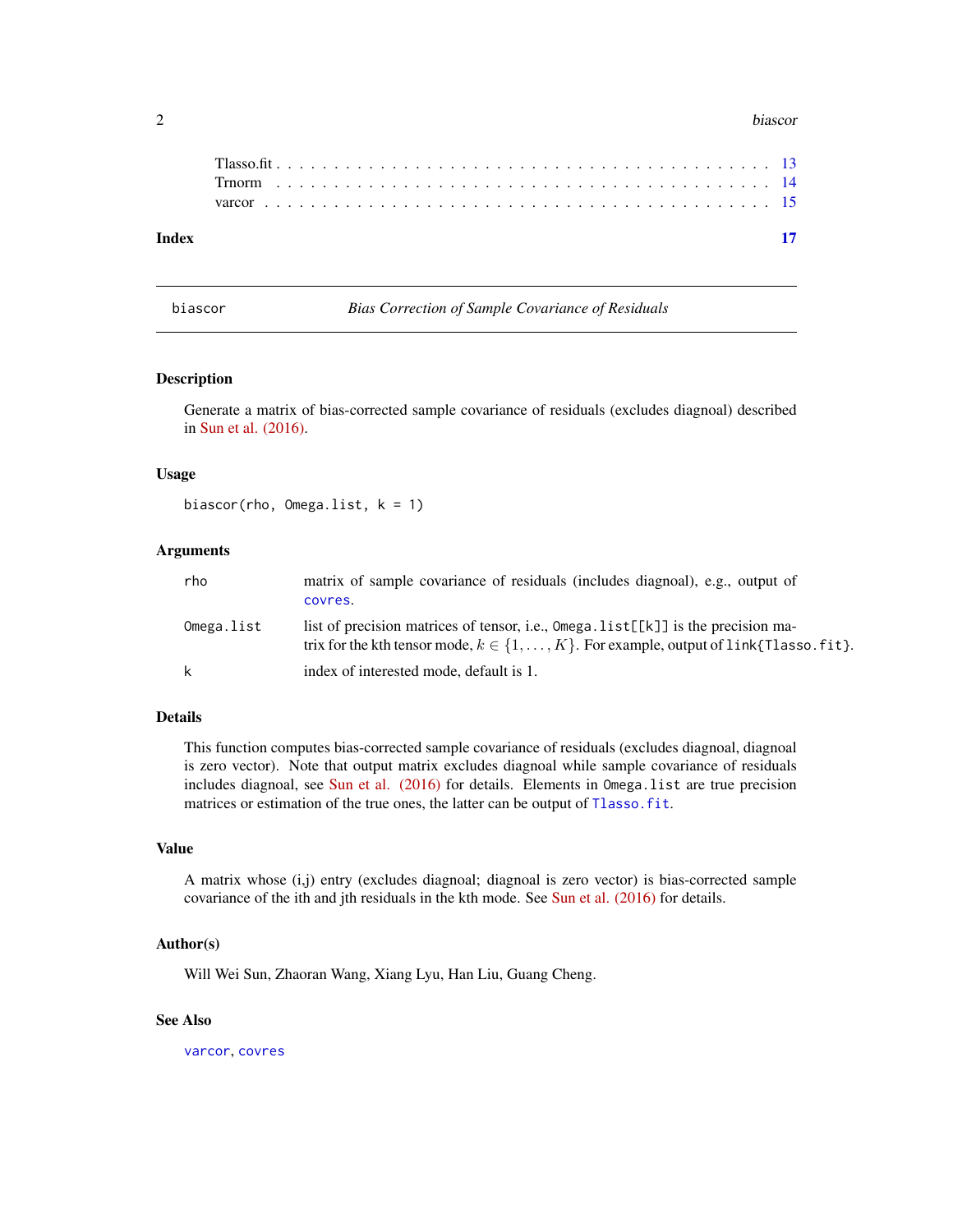Tlasso.fit . . . . . . . . . . . . . . . . . . . . . . . . . . . . . . . . . . . . . . . . . 13
Trnorm . . . . . . . . . . . . . . . . . . . . . . . . . . . . . . . . . . . . . . . . . . 14
varcor . . . . . . . . . . . . . . . . . . . . . . . . . . . . . . . . . . . . . . . . . . 15

**Index** **17**

---

## biascor — *Bias Correction of Sample Covariance of Residuals*

---

### Description

Generate a matrix of bias-corrected sample covariance of residuals (excludes diagnoal) described in Sun et al. (2016).

### Usage

```
biascor(rho, Omega.list, k = 1)
```

### Arguments

| | |
|---|---|
| `rho` | matrix of sample covariance of residuals (includes diagnoal), e.g., output of `covres`. |
| `Omega.list` | list of precision matrices of tensor, i.e., `Omega.list[[k]]` is the precision matrix for the kth tensor mode, $k \in \{1, \ldots, K\}$. For example, output of `link{Tlasso.fit}`. |
| `k` | index of interested mode, default is 1. |

### Details

This function computes bias-corrected sample covariance of residuals (excludes diagnoal, diagnoal is zero vector). Note that output matrix excludes diagnoal while sample covariance of residuals includes diagnoal, see Sun et al. (2016) for details. Elements in `Omega.list` are true precision matrices or estimation of the true ones, the latter can be output of `Tlasso.fit`.

### Value

A matrix whose (i,j) entry (excludes diagnoal; diagnoal is zero vector) is bias-corrected sample covariance of the ith and jth residuals in the kth mode. See Sun et al. (2016) for details.

### Author(s)

Will Wei Sun, Zhaoran Wang, Xiang Lyu, Han Liu, Guang Cheng.

### See Also

`varcor`, `covres`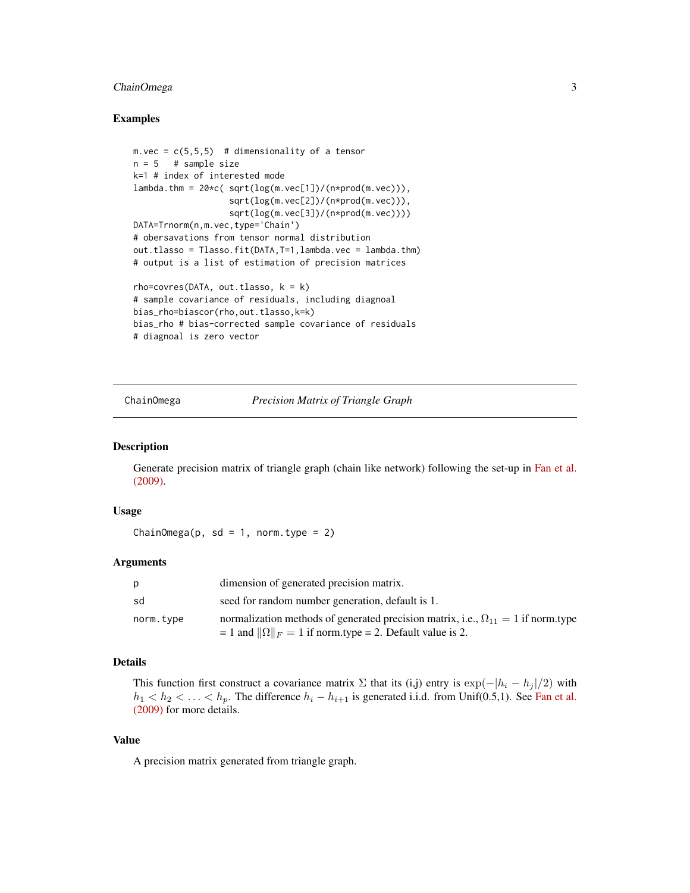## Examples

```
m.vec = c(5,5,5)  # dimensionality of a tensor
n = 5   # sample size
k=1 # index of interested mode
lambda.thm = 20*c( sqrt(log(m.vec[1])/(n*prod(m.vec))),
                   sqrt(log(m.vec[2])/(n*prod(m.vec))),
                   sqrt(log(m.vec[3])/(n*prod(m.vec))))
DATA=Trnorm(n,m.vec,type='Chain')
# obersavations from tensor normal distribution
out.tlasso = Tlasso.fit(DATA,T=1,lambda.vec = lambda.thm)
# output is a list of estimation of precision matrices

rho=covres(DATA, out.tlasso, k = k)
# sample covariance of residuals, including diagnoal
bias_rho=biascor(rho,out.tlasso,k=k)
bias_rho # bias-corrected sample covariance of residuals
# diagnoal is zero vector
```

---

# ChainOmega — *Precision Matrix of Triangle Graph*

## Description

Generate precision matrix of triangle graph (chain like network) following the set-up in Fan et al. (2009).

## Usage

```
ChainOmega(p, sd = 1, norm.type = 2)
```

## Arguments

| | |
|---|---|
| p | dimension of generated precision matrix. |
| sd | seed for random number generation, default is 1. |
| norm.type | normalization methods of generated precision matrix, i.e., $\Omega_{11} = 1$ if norm.type = 1 and $\|\Omega\|_F = 1$ if norm.type = 2. Default value is 2. |

## Details

This function first construct a covariance matrix $\Sigma$ that its (i,j) entry is $\exp(-|h_i - h_j|/2)$ with $h_1 < h_2 < \ldots < h_p$. The difference $h_i - h_{i+1}$ is generated i.i.d. from Unif(0.5,1). See Fan et al. (2009) for more details.

## Value

A precision matrix generated from triangle graph.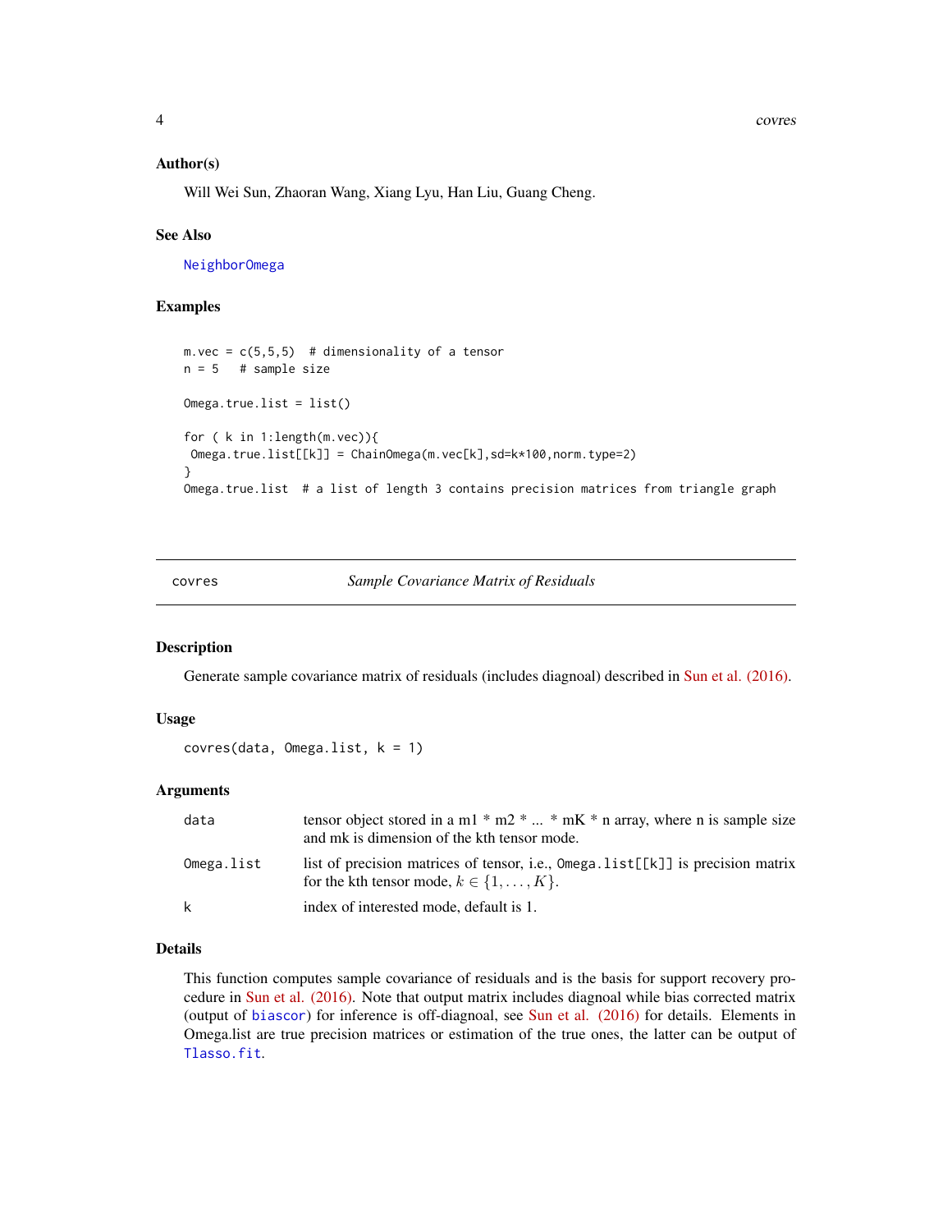### Author(s)

Will Wei Sun, Zhaoran Wang, Xiang Lyu, Han Liu, Guang Cheng.

### See Also

NeighborOmega

### Examples

```
m.vec = c(5,5,5)  # dimensionality of a tensor
n = 5   # sample size

Omega.true.list = list()

for ( k in 1:length(m.vec)){
 Omega.true.list[[k]] = ChainOmega(m.vec[k],sd=k*100,norm.type=2)
}
Omega.true.list  # a list of length 3 contains precision matrices from triangle graph
```

---

## covres — *Sample Covariance Matrix of Residuals*

### Description

Generate sample covariance matrix of residuals (includes diagnoal) described in Sun et al. (2016).

### Usage

```
covres(data, Omega.list, k = 1)
```

### Arguments

| | |
|---|---|
| data | tensor object stored in a m1 * m2 * ... * mK * n array, where n is sample size and mk is dimension of the kth tensor mode. |
| Omega.list | list of precision matrices of tensor, i.e., `Omega.list[[k]]` is precision matrix for the kth tensor mode, $k \in \{1, \ldots, K\}$. |
| k | index of interested mode, default is 1. |

### Details

This function computes sample covariance of residuals and is the basis for support recovery procedure in Sun et al. (2016). Note that output matrix includes diagnoal while bias corrected matrix (output of `biascor`) for inference is off-diagnoal, see Sun et al. (2016) for details. Elements in Omega.list are true precision matrices or estimation of the true ones, the latter can be output of `Tlasso.fit`.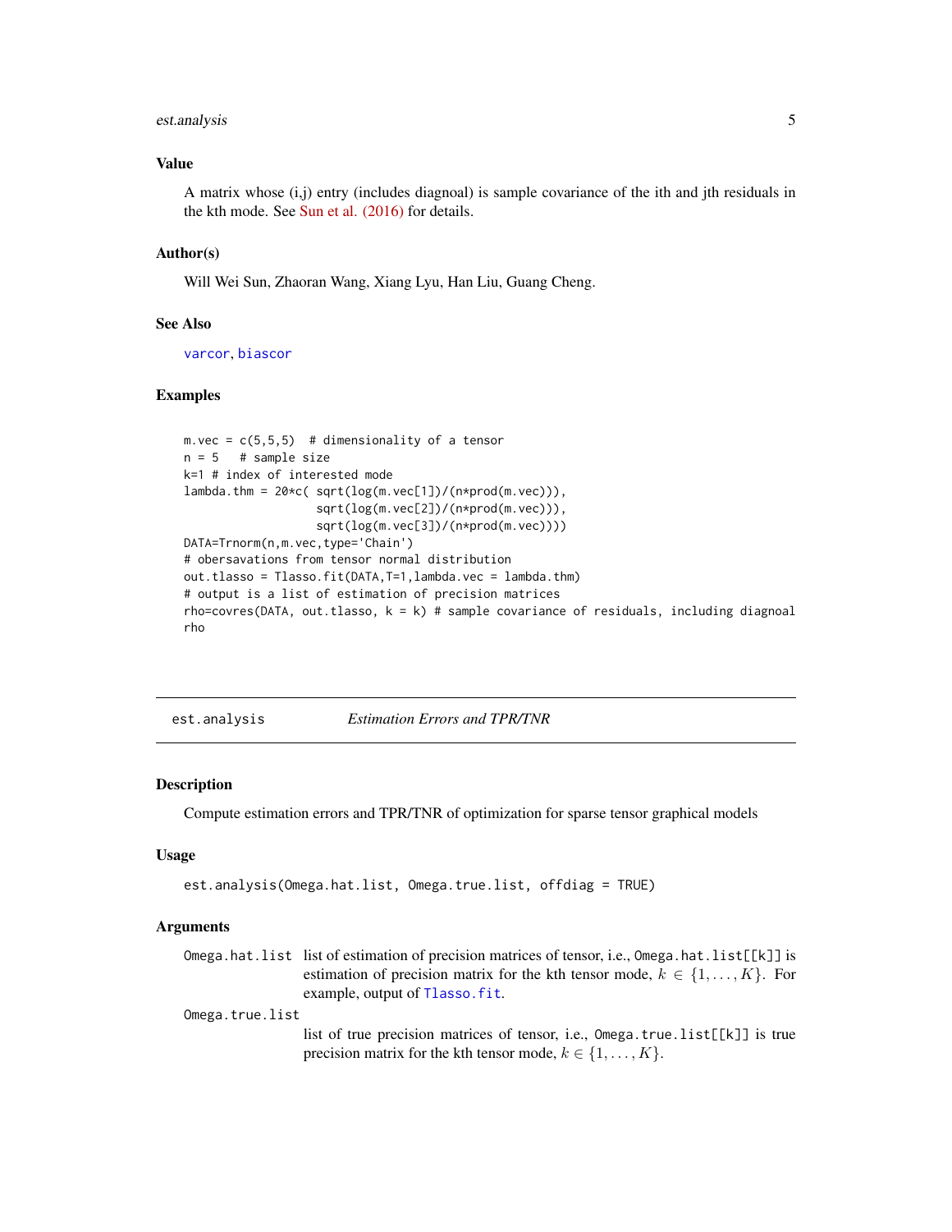### Value

A matrix whose (i,j) entry (includes diagnoal) is sample covariance of the ith and jth residuals in the kth mode. See Sun et al. (2016) for details.

### Author(s)

Will Wei Sun, Zhaoran Wang, Xiang Lyu, Han Liu, Guang Cheng.

### See Also

varcor, biascor

### Examples

```
m.vec = c(5,5,5)  # dimensionality of a tensor
n = 5   # sample size
k=1 # index of interested mode
lambda.thm = 20*c( sqrt(log(m.vec[1])/(n*prod(m.vec))),
                   sqrt(log(m.vec[2])/(n*prod(m.vec))),
                   sqrt(log(m.vec[3])/(n*prod(m.vec))))
DATA=Trnorm(n,m.vec,type='Chain')
# obersavations from tensor normal distribution
out.tlasso = Tlasso.fit(DATA,T=1,lambda.vec = lambda.thm)
# output is a list of estimation of precision matrices
rho=covres(DATA, out.tlasso, k = k) # sample covariance of residuals, including diagnoal
rho
```

---

## est.analysis — *Estimation Errors and TPR/TNR*

### Description

Compute estimation errors and TPR/TNR of optimization for sparse tensor graphical models

### Usage

```
est.analysis(Omega.hat.list, Omega.true.list, offdiag = TRUE)
```

### Arguments

| | |
|---|---|
| `Omega.hat.list` | list of estimation of precision matrices of tensor, i.e., `Omega.hat.list[[k]]` is estimation of precision matrix for the kth tensor mode, $k \in \{1, \ldots, K\}$. For example, output of `Tlasso.fit`. |
| `Omega.true.list` | list of true precision matrices of tensor, i.e., `Omega.true.list[[k]]` is true precision matrix for the kth tensor mode, $k \in \{1, \ldots, K\}$. |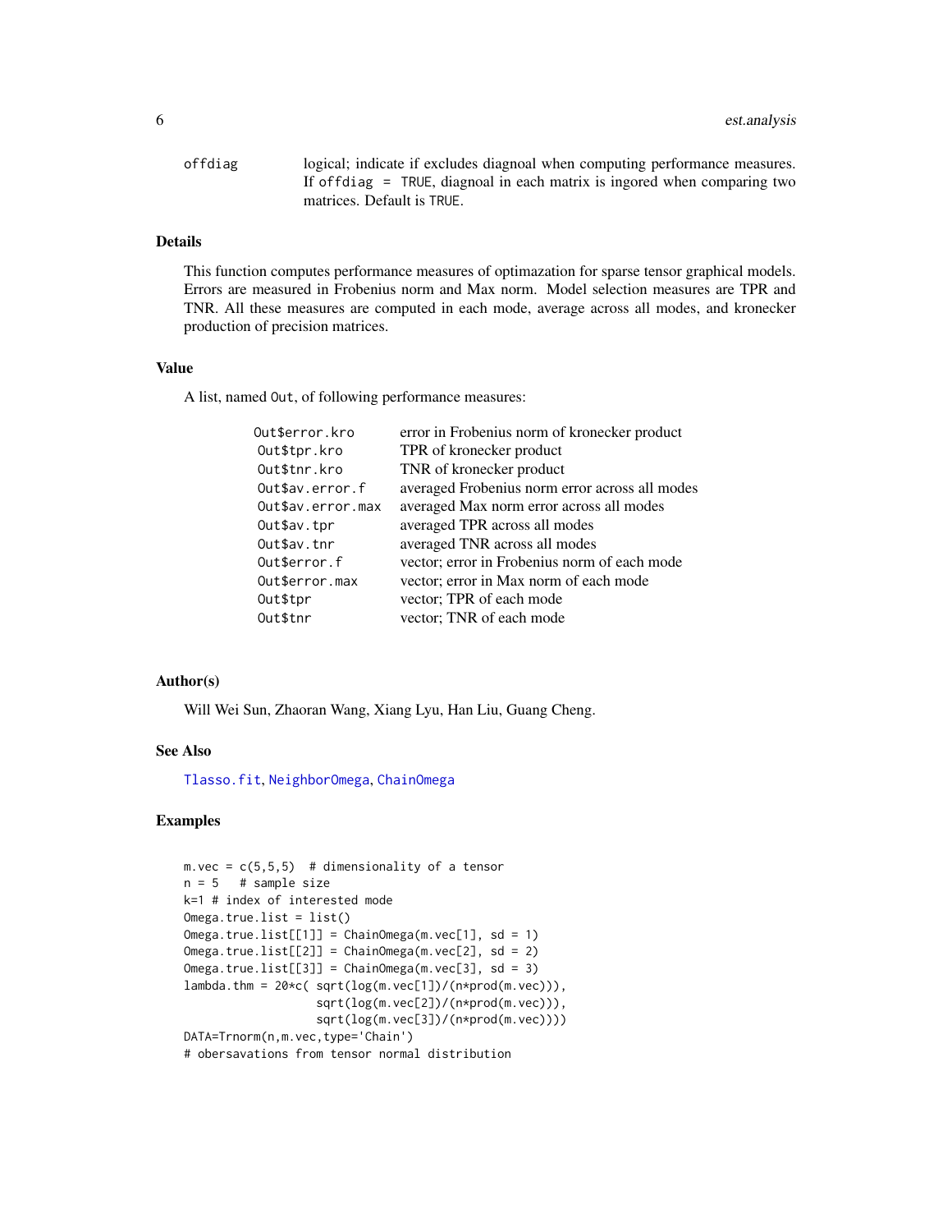| | |
|---|---|
| offdiag | logical; indicate if excludes diagnoal when computing performance measures. If offdiag = TRUE, diagnoal in each matrix is ingored when comparing two matrices. Default is TRUE. |

## Details

This function computes performance measures of optimazation for sparse tensor graphical models. Errors are measured in Frobenius norm and Max norm. Model selection measures are TPR and TNR. All these measures are computed in each mode, average across all modes, and kronecker production of precision matrices.

## Value

A list, named Out, of following performance measures:

| | |
|---|---|
| Out$error.kro | error in Frobenius norm of kronecker product |
| Out$tpr.kro | TPR of kronecker product |
| Out$tnr.kro | TNR of kronecker product |
| Out$av.error.f | averaged Frobenius norm error across all modes |
| Out$av.error.max | averaged Max norm error across all modes |
| Out$av.tpr | averaged TPR across all modes |
| Out$av.tnr | averaged TNR across all modes |
| Out$error.f | vector; error in Frobenius norm of each mode |
| Out$error.max | vector; error in Max norm of each mode |
| Out$tpr | vector; TPR of each mode |
| Out$tnr | vector; TNR of each mode |

## Author(s)

Will Wei Sun, Zhaoran Wang, Xiang Lyu, Han Liu, Guang Cheng.

## See Also

Tlasso.fit, NeighborOmega, ChainOmega

## Examples

```
m.vec = c(5,5,5)  # dimensionality of a tensor
n = 5   # sample size
k=1 # index of interested mode
Omega.true.list = list()
Omega.true.list[[1]] = ChainOmega(m.vec[1], sd = 1)
Omega.true.list[[2]] = ChainOmega(m.vec[2], sd = 2)
Omega.true.list[[3]] = ChainOmega(m.vec[3], sd = 3)
lambda.thm = 20*c( sqrt(log(m.vec[1])/(n*prod(m.vec))),
                   sqrt(log(m.vec[2])/(n*prod(m.vec))),
                   sqrt(log(m.vec[3])/(n*prod(m.vec))))
DATA=Trnorm(n,m.vec,type='Chain')
# obersavations from tensor normal distribution
```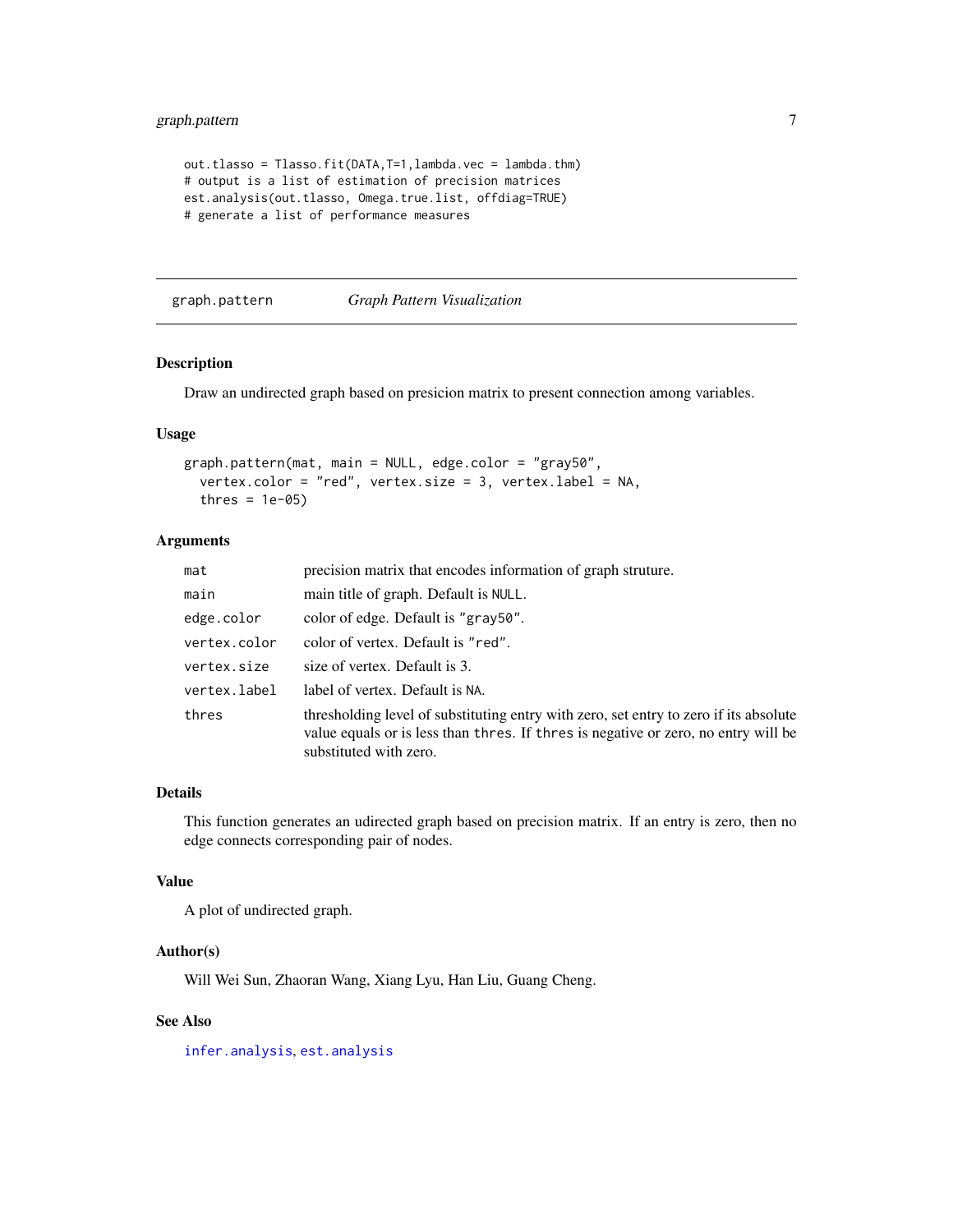```
out.tlasso = Tlasso.fit(DATA,T=1,lambda.vec = lambda.thm)
# output is a list of estimation of precision matrices
est.analysis(out.tlasso, Omega.true.list, offdiag=TRUE)
# generate a list of performance measures
```

---

## graph.pattern — *Graph Pattern Visualization*

---

### Description

Draw an undirected graph based on presicion matrix to present connection among variables.

### Usage

```
graph.pattern(mat, main = NULL, edge.color = "gray50",
  vertex.color = "red", vertex.size = 3, vertex.label = NA,
  thres = 1e-05)
```

### Arguments

| | |
|---|---|
| `mat` | precision matrix that encodes information of graph struture. |
| `main` | main title of graph. Default is `NULL`. |
| `edge.color` | color of edge. Default is `"gray50"`. |
| `vertex.color` | color of vertex. Default is `"red"`. |
| `vertex.size` | size of vertex. Default is 3. |
| `vertex.label` | label of vertex. Default is `NA`. |
| `thres` | thresholding level of substituting entry with zero, set entry to zero if its absolute value equals or is less than `thres`. If `thres` is negative or zero, no entry will be substituted with zero. |

### Details

This function generates an udirected graph based on precision matrix. If an entry is zero, then no edge connects corresponding pair of nodes.

### Value

A plot of undirected graph.

### Author(s)

Will Wei Sun, Zhaoran Wang, Xiang Lyu, Han Liu, Guang Cheng.

### See Also

`infer.analysis`, `est.analysis`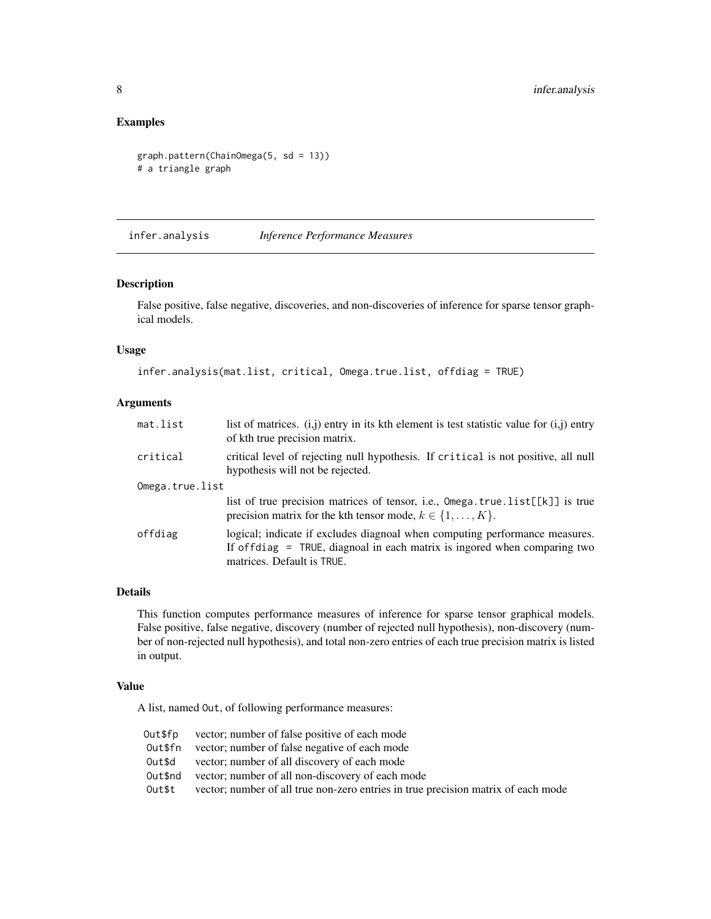## Examples

```
graph.pattern(ChainOmega(5, sd = 13))
# a triangle graph
```

---

# infer.analysis &nbsp;&nbsp;&nbsp; *Inference Performance Measures*

---

### Description

False positive, false negative, discoveries, and non-discoveries of inference for sparse tensor graphical models.

### Usage

```
infer.analysis(mat.list, critical, Omega.true.list, offdiag = TRUE)
```

### Arguments

| Argument | Description |
|---|---|
| `mat.list` | list of matrices. (i,j) entry in its kth element is test statistic value for (i,j) entry of kth true precision matrix. |
| `critical` | critical level of rejecting null hypothesis. If `critical` is not positive, all null hypothesis will not be rejected. |
| `Omega.true.list` | list of true precision matrices of tensor, i.e., `Omega.true.list[[k]]` is true precision matrix for the kth tensor mode, $k \in \{1, \ldots, K\}$. |
| `offdiag` | logical; indicate if excludes diagnoal when computing performance measures. If `offdiag = TRUE`, diagnoal in each matrix is ingored when comparing two matrices. Default is `TRUE`. |

### Details

This function computes performance measures of inference for sparse tensor graphical models. False positive, false negative, discovery (number of rejected null hypothesis), non-discovery (number of non-rejected null hypothesis), and total non-zero entries of each true precision matrix is listed in output.

### Value

A list, named `Out`, of following performance measures:

| | |
|---|---|
| `Out$fp` | vector; number of false positive of each mode |
| `Out$fn` | vector; number of false negative of each mode |
| `Out$d` | vector; number of all discovery of each mode |
| `Out$nd` | vector; number of all non-discovery of each mode |
| `Out$t` | vector; number of all true non-zero entries in true precision matrix of each mode |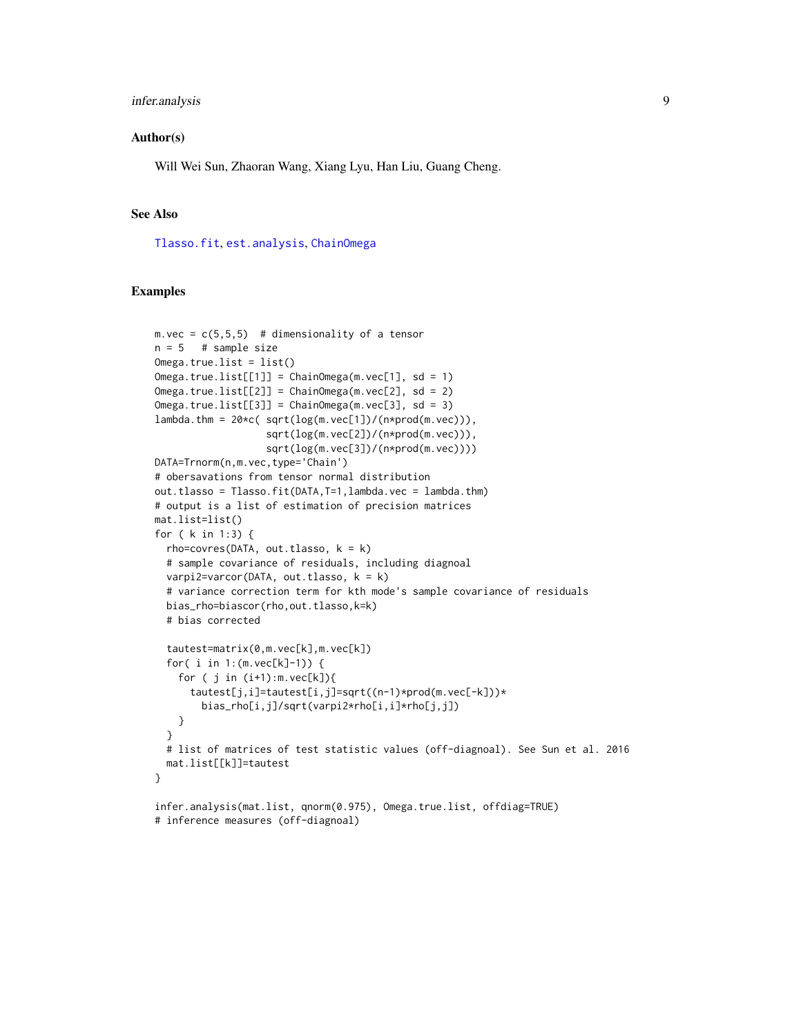### Author(s)

Will Wei Sun, Zhaoran Wang, Xiang Lyu, Han Liu, Guang Cheng.

### See Also

Tlasso.fit, est.analysis, ChainOmega

### Examples

```
m.vec = c(5,5,5)  # dimensionality of a tensor
n = 5   # sample size
Omega.true.list = list()
Omega.true.list[[1]] = ChainOmega(m.vec[1], sd = 1)
Omega.true.list[[2]] = ChainOmega(m.vec[2], sd = 2)
Omega.true.list[[3]] = ChainOmega(m.vec[3], sd = 3)
lambda.thm = 20*c( sqrt(log(m.vec[1])/(n*prod(m.vec))),
                   sqrt(log(m.vec[2])/(n*prod(m.vec))),
                   sqrt(log(m.vec[3])/(n*prod(m.vec))))
DATA=Trnorm(n,m.vec,type='Chain')
# obersavations from tensor normal distribution
out.tlasso = Tlasso.fit(DATA,T=1,lambda.vec = lambda.thm)
# output is a list of estimation of precision matrices
mat.list=list()
for ( k in 1:3) {
  rho=covres(DATA, out.tlasso, k = k)
  # sample covariance of residuals, including diagnoal
  varpi2=varcor(DATA, out.tlasso, k = k)
  # variance correction term for kth mode's sample covariance of residuals
  bias_rho=biascor(rho,out.tlasso,k=k)
  # bias corrected

  tautest=matrix(0,m.vec[k],m.vec[k])
  for( i in 1:(m.vec[k]-1)) {
    for ( j in (i+1):m.vec[k]){
      tautest[j,i]=tautest[i,j]=sqrt((n-1)*prod(m.vec[-k]))*
        bias_rho[i,j]/sqrt(varpi2*rho[i,i]*rho[j,j])
    }
  }
  # list of matrices of test statistic values (off-diagnoal). See Sun et al. 2016
  mat.list[[k]]=tautest
}

infer.analysis(mat.list, qnorm(0.975), Omega.true.list, offdiag=TRUE)
# inference measures (off-diagnoal)
```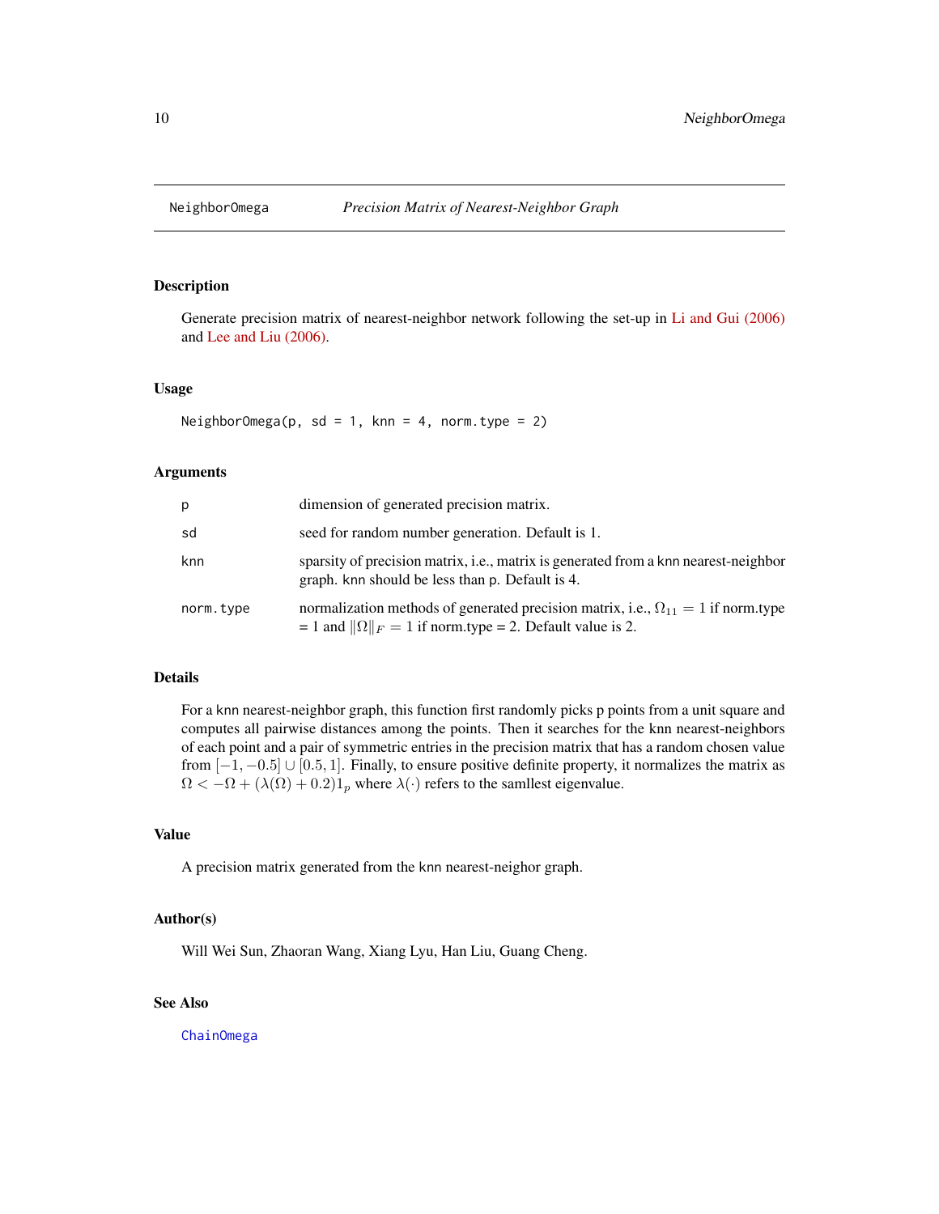# NeighborOmega — *Precision Matrix of Nearest-Neighbor Graph*

## Description

Generate precision matrix of nearest-neighbor network following the set-up in Li and Gui (2006) and Lee and Liu (2006).

## Usage

```
NeighborOmega(p, sd = 1, knn = 4, norm.type = 2)
```

## Arguments

| | |
|---|---|
| p | dimension of generated precision matrix. |
| sd | seed for random number generation. Default is 1. |
| knn | sparsity of precision matrix, i.e., matrix is generated from a knn nearest-neighbor graph. knn should be less than p. Default is 4. |
| norm.type | normalization methods of generated precision matrix, i.e., $\Omega_{11} = 1$ if norm.type = 1 and $\|\Omega\|_F = 1$ if norm.type = 2. Default value is 2. |

## Details

For a knn nearest-neighbor graph, this function first randomly picks p points from a unit square and computes all pairwise distances among the points. Then it searches for the knn nearest-neighbors of each point and a pair of symmetric entries in the precision matrix that has a random chosen value from $[-1, -0.5] \cup [0.5, 1]$. Finally, to ensure positive definite property, it normalizes the matrix as $\Omega < -\Omega + (\lambda(\Omega) + 0.2)1_p$ where $\lambda(\cdot)$ refers to the samllest eigenvalue.

## Value

A precision matrix generated from the knn nearest-neighor graph.

## Author(s)

Will Wei Sun, Zhaoran Wang, Xiang Lyu, Han Liu, Guang Cheng.

## See Also

ChainOmega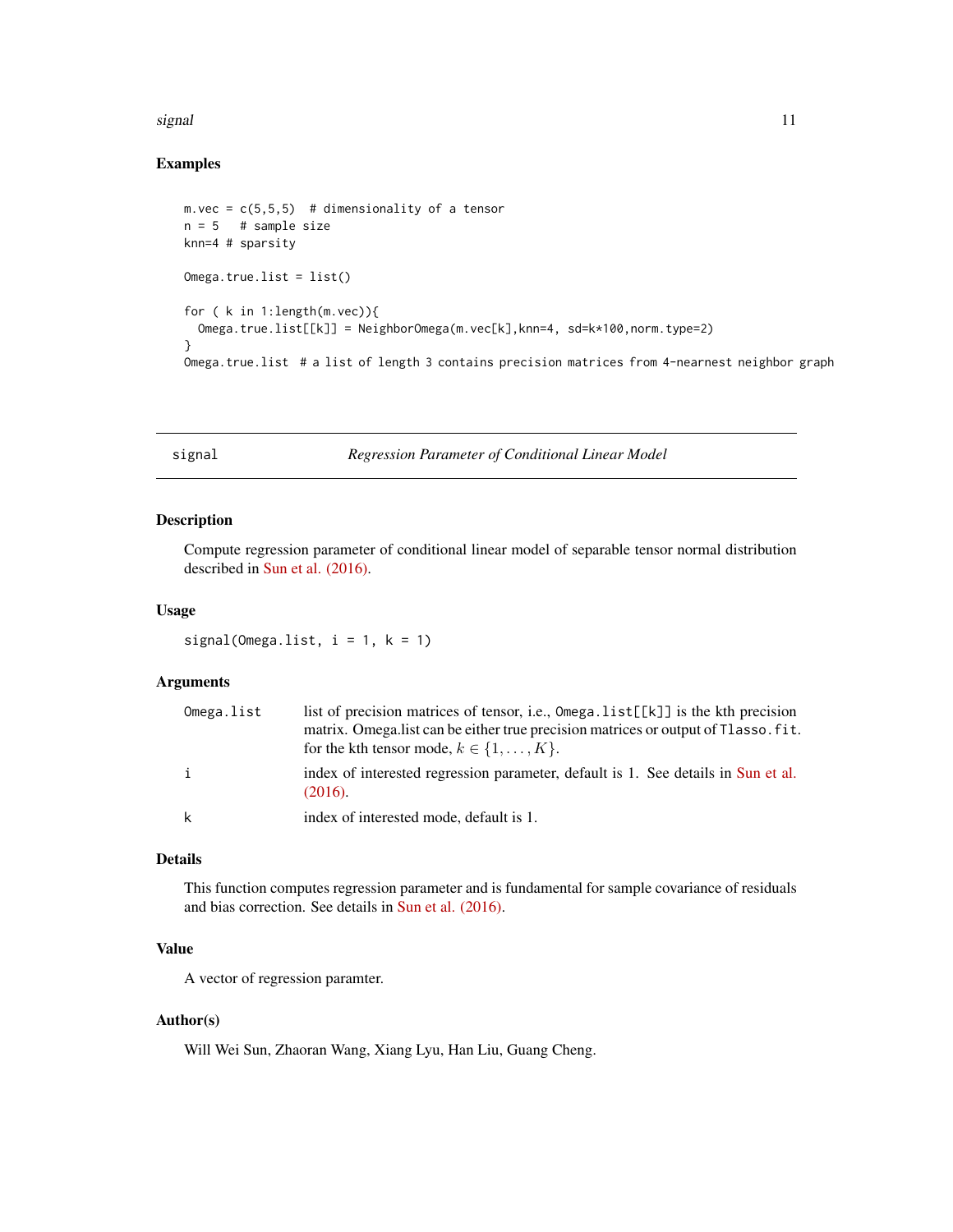## Examples

```
m.vec = c(5,5,5)  # dimensionality of a tensor
n = 5   # sample size
knn=4 # sparsity

Omega.true.list = list()

for ( k in 1:length(m.vec)){
  Omega.true.list[[k]] = NeighborOmega(m.vec[k],knn=4, sd=k*100,norm.type=2)
}
Omega.true.list  # a list of length 3 contains precision matrices from 4-nearnest neighbor graph
```

---

# signal — *Regression Parameter of Conditional Linear Model*

## Description

Compute regression parameter of conditional linear model of separable tensor normal distribution described in Sun et al. (2016).

## Usage

```
signal(Omega.list, i = 1, k = 1)
```

## Arguments

| | |
|---|---|
| `Omega.list` | list of precision matrices of tensor, i.e., `Omega.list[[k]]` is the kth precision matrix. Omega.list can be either true precision matrices or output of `Tlasso.fit`. for the kth tensor mode, $k \in \{1, \ldots, K\}$. |
| `i` | index of interested regression parameter, default is 1. See details in Sun et al. (2016). |
| `k` | index of interested mode, default is 1. |

## Details

This function computes regression parameter and is fundamental for sample covariance of residuals and bias correction. See details in Sun et al. (2016).

## Value

A vector of regression paramter.

## Author(s)

Will Wei Sun, Zhaoran Wang, Xiang Lyu, Han Liu, Guang Cheng.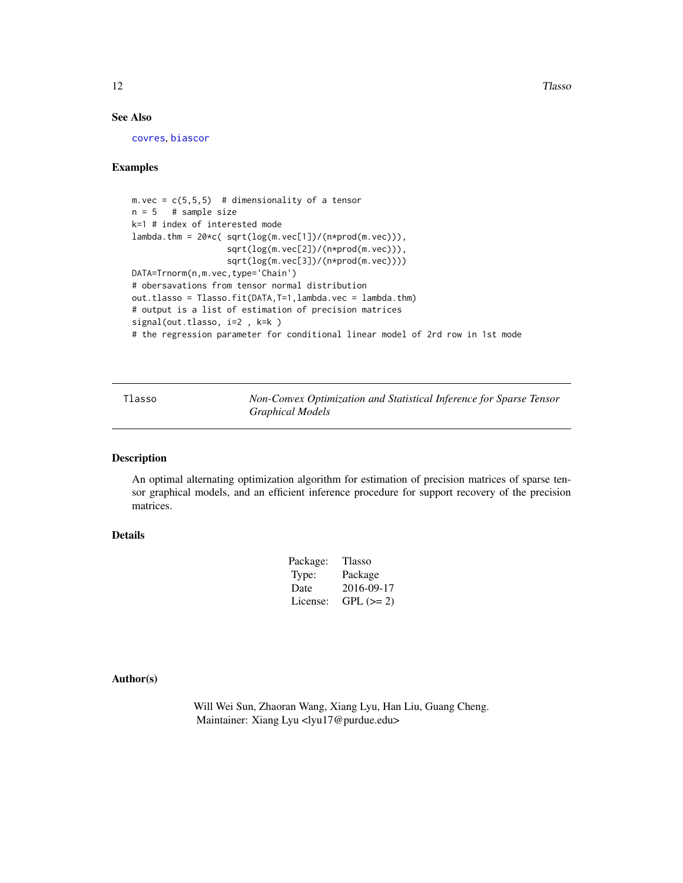### See Also

covres, biascor

### Examples

```
m.vec = c(5,5,5)  # dimensionality of a tensor
n = 5   # sample size
k=1 # index of interested mode
lambda.thm = 20*c( sqrt(log(m.vec[1])/(n*prod(m.vec))),
                   sqrt(log(m.vec[2])/(n*prod(m.vec))),
                   sqrt(log(m.vec[3])/(n*prod(m.vec))))
DATA=Trnorm(n,m.vec,type='Chain')
# obersavations from tensor normal distribution
out.tlasso = Tlasso.fit(DATA,T=1,lambda.vec = lambda.thm)
# output is a list of estimation of precision matrices
signal(out.tlasso, i=2 , k=k )
# the regression parameter for conditional linear model of 2rd row in 1st mode
```

---

## Tlasso — *Non-Convex Optimization and Statistical Inference for Sparse Tensor Graphical Models*

---

### Description

An optimal alternating optimization algorithm for estimation of precision matrices of sparse tensor graphical models, and an efficient inference procedure for support recovery of the precision matrices.

### Details

| | |
|---|---|
| Package: | Tlasso |
| Type: | Package |
| Date | 2016-09-17 |
| License: | GPL (>= 2) |

### Author(s)

Will Wei Sun, Zhaoran Wang, Xiang Lyu, Han Liu, Guang Cheng.
Maintainer: Xiang Lyu <lyu17@purdue.edu>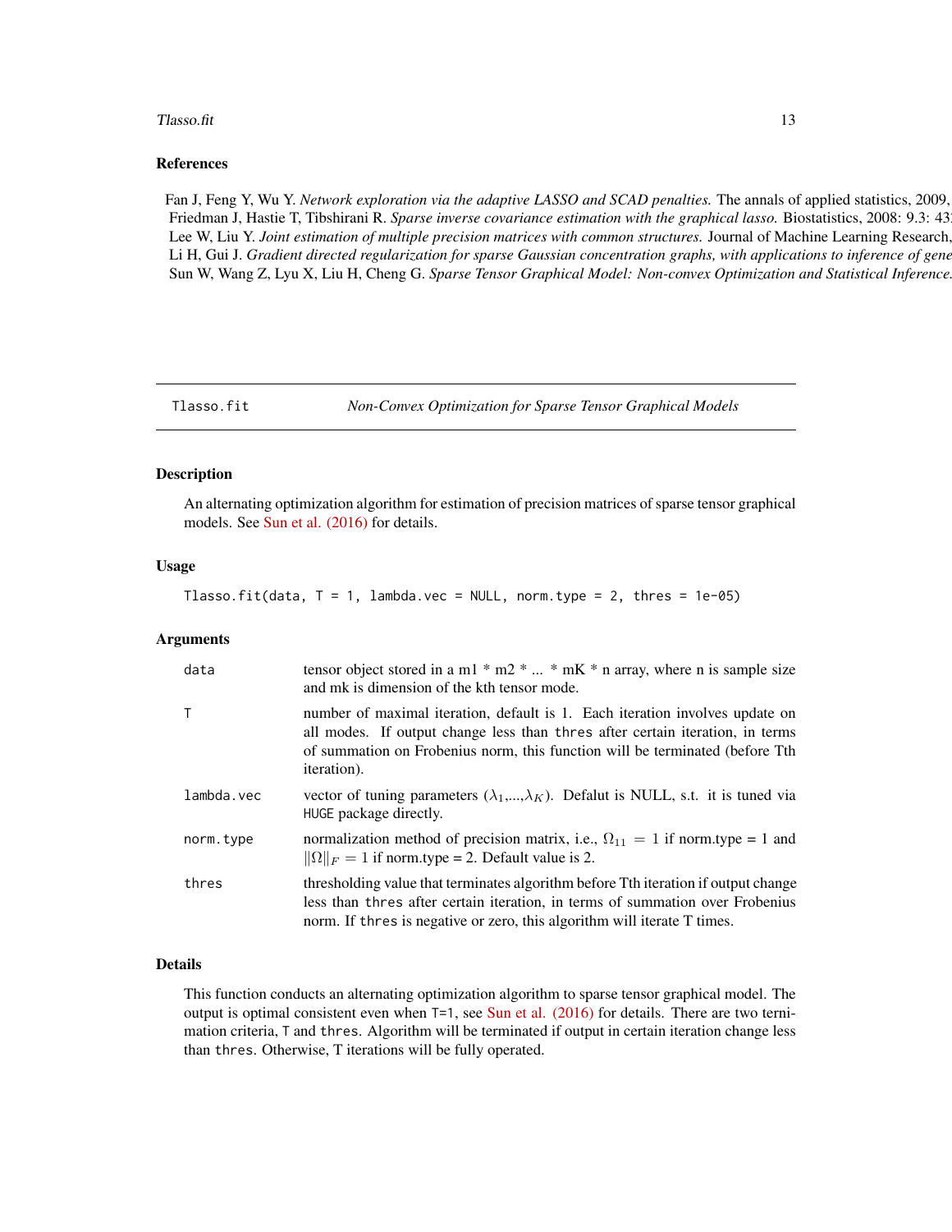### References

Fan J, Feng Y, Wu Y. *Network exploration via the adaptive LASSO and SCAD penalties.* The annals of applied statistics, 2009,
Friedman J, Hastie T, Tibshirani R. *Sparse inverse covariance estimation with the graphical lasso.* Biostatistics, 2008: 9.3: 43
Lee W, Liu Y. *Joint estimation of multiple precision matrices with common structures.* Journal of Machine Learning Research,
Li H, Gui J. *Gradient directed regularization for sparse Gaussian concentration graphs, with applications to inference of gene
Sun W, Wang Z, Lyu X, Liu H, Cheng G. *Sparse Tensor Graphical Model: Non-convex Optimization and Statistical Inference.*

---

## Tlasso.fit — *Non-Convex Optimization for Sparse Tensor Graphical Models*

### Description

An alternating optimization algorithm for estimation of precision matrices of sparse tensor graphical models. See Sun et al. (2016) for details.

### Usage

```
Tlasso.fit(data, T = 1, lambda.vec = NULL, norm.type = 2, thres = 1e-05)
```

### Arguments

| | |
|---|---|
| `data` | tensor object stored in a m1 * m2 * ... * mK * n array, where n is sample size and mk is dimension of the kth tensor mode. |
| `T` | number of maximal iteration, default is 1. Each iteration involves update on all modes. If output change less than `thres` after certain iteration, in terms of summation on Frobenius norm, this function will be terminated (before Tth iteration). |
| `lambda.vec` | vector of tuning parameters ($\lambda_1$,...,$\lambda_K$). Defalut is NULL, s.t. it is tuned via `HUGE` package directly. |
| `norm.type` | normalization method of precision matrix, i.e., $\Omega_{11} = 1$ if norm.type = 1 and $\|\Omega\|_F = 1$ if norm.type = 2. Default value is 2. |
| `thres` | thresholding value that terminates algorithm before Tth iteration if output change less than `thres` after certain iteration, in terms of summation over Frobenius norm. If `thres` is negative or zero, this algorithm will iterate T times. |

### Details

This function conducts an alternating optimization algorithm to sparse tensor graphical model. The output is optimal consistent even when `T=1`, see Sun et al. (2016) for details. There are two termination criteria, `T` and `thres`. Algorithm will be terminated if output in certain iteration change less than `thres`. Otherwise, T iterations will be fully operated.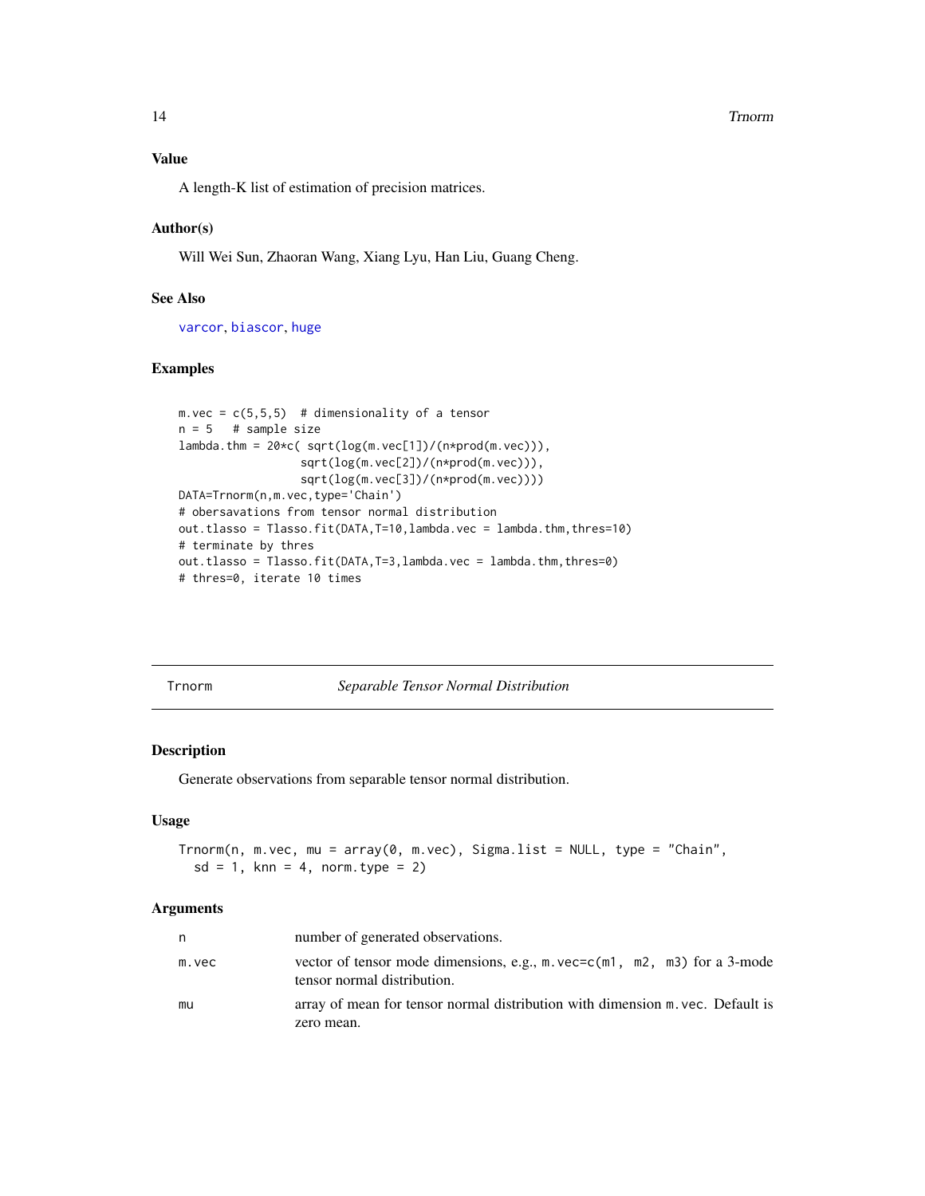### Value

A length-K list of estimation of precision matrices.

### Author(s)

Will Wei Sun, Zhaoran Wang, Xiang Lyu, Han Liu, Guang Cheng.

### See Also

varcor, biascor, huge

### Examples

```
m.vec = c(5,5,5)  # dimensionality of a tensor
n = 5   # sample size
lambda.thm = 20*c( sqrt(log(m.vec[1])/(n*prod(m.vec))),
                  sqrt(log(m.vec[2])/(n*prod(m.vec))),
                  sqrt(log(m.vec[3])/(n*prod(m.vec))))
DATA=Trnorm(n,m.vec,type='Chain')
# obersavations from tensor normal distribution
out.tlasso = Tlasso.fit(DATA,T=10,lambda.vec = lambda.thm,thres=10)
# terminate by thres
out.tlasso = Tlasso.fit(DATA,T=3,lambda.vec = lambda.thm,thres=0)
# thres=0, iterate 10 times
```

---

## Trnorm — *Separable Tensor Normal Distribution*

### Description

Generate observations from separable tensor normal distribution.

### Usage

```
Trnorm(n, m.vec, mu = array(0, m.vec), Sigma.list = NULL, type = "Chain",
  sd = 1, knn = 4, norm.type = 2)
```

### Arguments

| | |
|---|---|
| n | number of generated observations. |
| m.vec | vector of tensor mode dimensions, e.g., m.vec=c(m1, m2, m3) for a 3-mode tensor normal distribution. |
| mu | array of mean for tensor normal distribution with dimension m.vec. Default is zero mean. |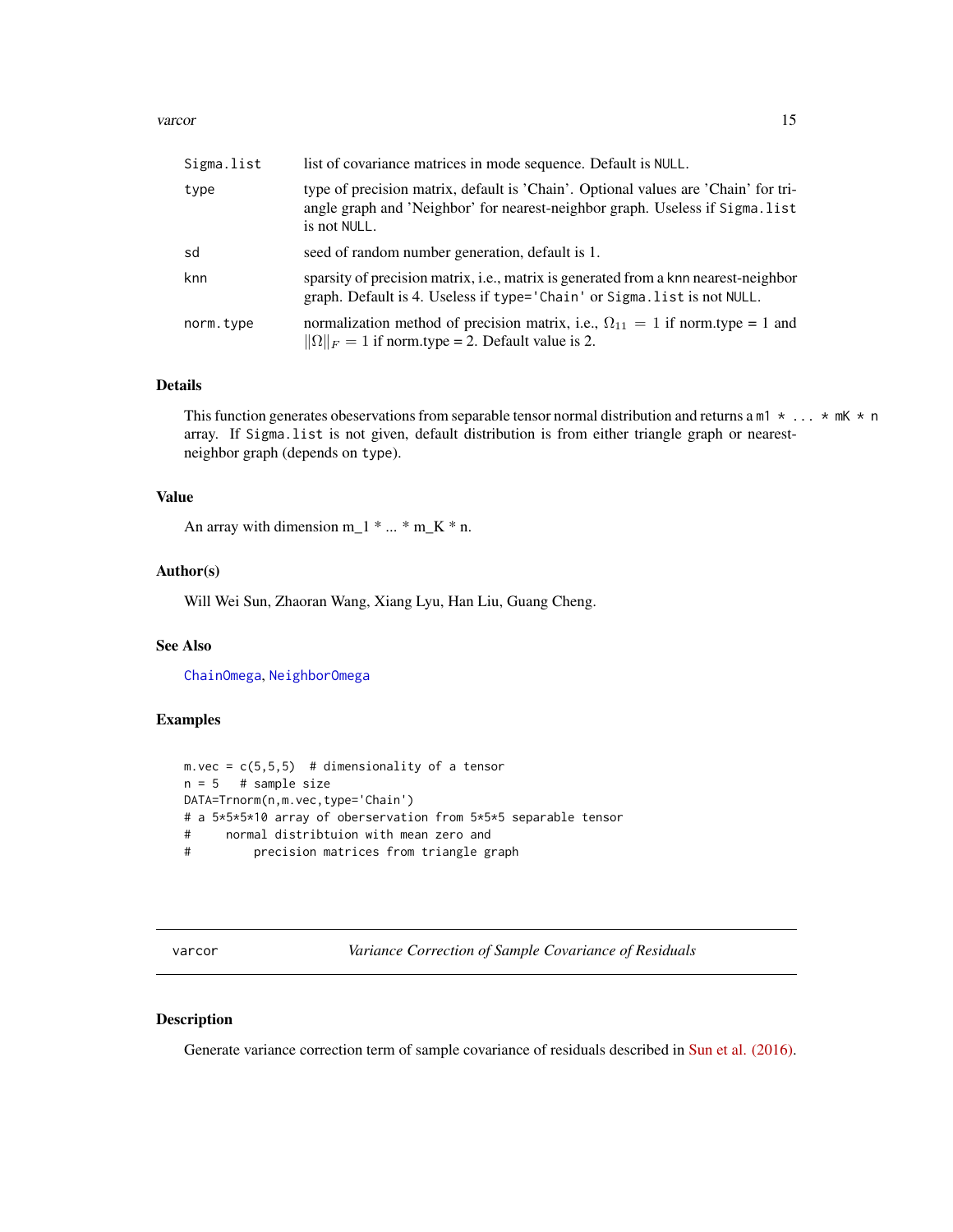| | |
|---|---|
| Sigma.list | list of covariance matrices in mode sequence. Default is NULL. |
| type | type of precision matrix, default is 'Chain'. Optional values are 'Chain' for triangle graph and 'Neighbor' for nearest-neighbor graph. Useless if Sigma.list is not NULL. |
| sd | seed of random number generation, default is 1. |
| knn | sparsity of precision matrix, i.e., matrix is generated from a knn nearest-neighbor graph. Default is 4. Useless if type='Chain' or Sigma.list is not NULL. |
| norm.type | normalization method of precision matrix, i.e., $\Omega_{11} = 1$ if norm.type = 1 and $\|\Omega\|_F = 1$ if norm.type = 2. Default value is 2. |

### Details

This function generates obeservations from separable tensor normal distribution and returns a m1 * ... * mK * n array. If Sigma.list is not given, default distribution is from either triangle graph or nearest-neighbor graph (depends on type).

### Value

An array with dimension m_1 * ... * m_K * n.

### Author(s)

Will Wei Sun, Zhaoran Wang, Xiang Lyu, Han Liu, Guang Cheng.

### See Also

ChainOmega, NeighborOmega

### Examples

```
m.vec = c(5,5,5)  # dimensionality of a tensor
n = 5   # sample size
DATA=Trnorm(n,m.vec,type='Chain')
# a 5*5*5*10 array of oberservation from 5*5*5 separable tensor
#     normal distribtuion with mean zero and
#         precision matrices from triangle graph
```

---

## varcor — *Variance Correction of Sample Covariance of Residuals*

### Description

Generate variance correction term of sample covariance of residuals described in Sun et al. (2016).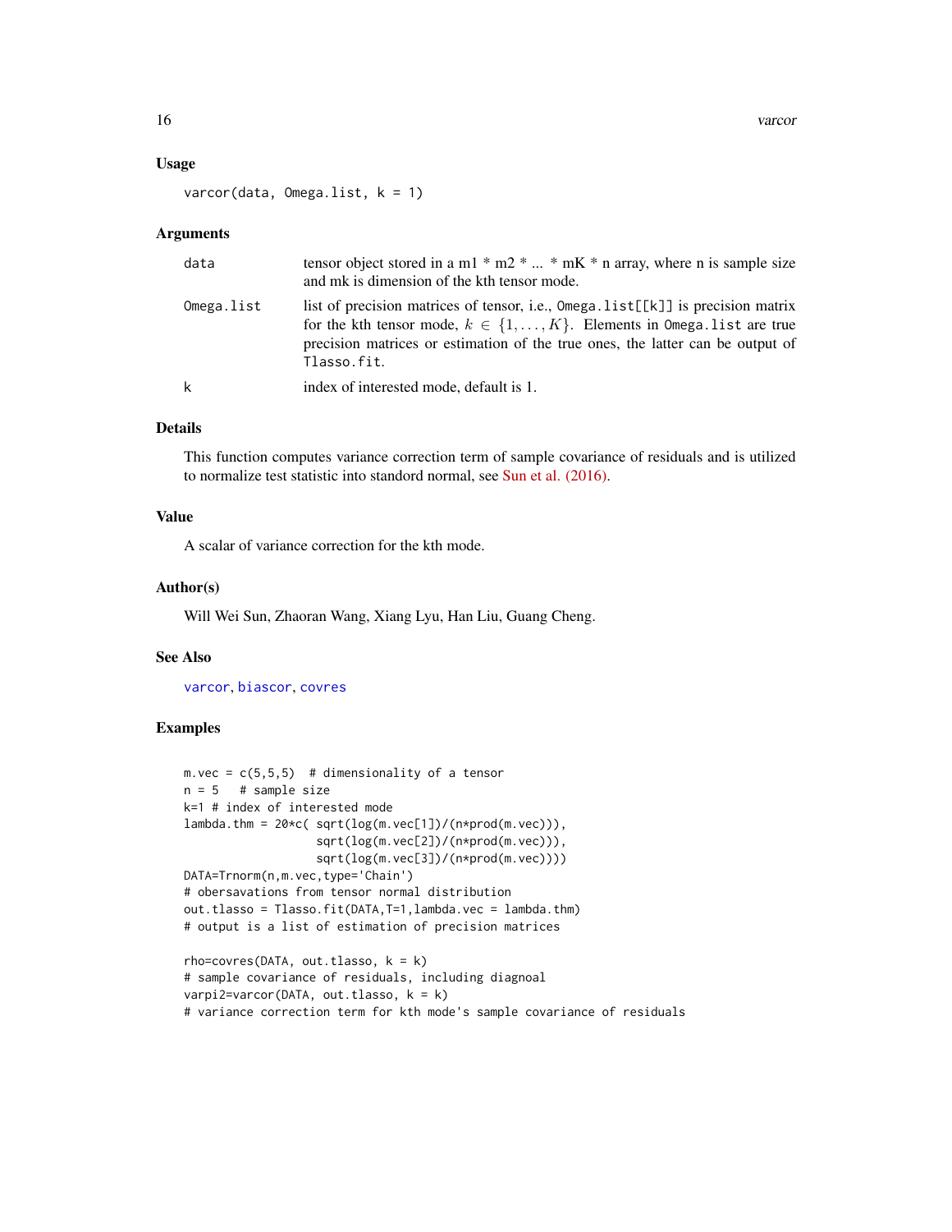## Usage

```
varcor(data, Omega.list, k = 1)
```

## Arguments

| | |
|---|---|
| data | tensor object stored in a m1 * m2 * ... * mK * n array, where n is sample size and mk is dimension of the kth tensor mode. |
| Omega.list | list of precision matrices of tensor, i.e., Omega.list[[k]] is precision matrix for the kth tensor mode, $k \in \{1, \ldots, K\}$. Elements in Omega.list are true precision matrices or estimation of the true ones, the latter can be output of Tlasso.fit. |
| k | index of interested mode, default is 1. |

## Details

This function computes variance correction term of sample covariance of residuals and is utilized to normalize test statistic into standord normal, see Sun et al. (2016).

## Value

A scalar of variance correction for the kth mode.

## Author(s)

Will Wei Sun, Zhaoran Wang, Xiang Lyu, Han Liu, Guang Cheng.

## See Also

varcor, biascor, covres

## Examples

```
m.vec = c(5,5,5)  # dimensionality of a tensor
n = 5   # sample size
k=1 # index of interested mode
lambda.thm = 20*c( sqrt(log(m.vec[1])/(n*prod(m.vec))),
                   sqrt(log(m.vec[2])/(n*prod(m.vec))),
                   sqrt(log(m.vec[3])/(n*prod(m.vec))))
DATA=Trnorm(n,m.vec,type='Chain')
# obersavations from tensor normal distribution
out.tlasso = Tlasso.fit(DATA,T=1,lambda.vec = lambda.thm)
# output is a list of estimation of precision matrices

rho=covres(DATA, out.tlasso, k = k)
# sample covariance of residuals, including diagnoal
varpi2=varcor(DATA, out.tlasso, k = k)
# variance correction term for kth mode's sample covariance of residuals
```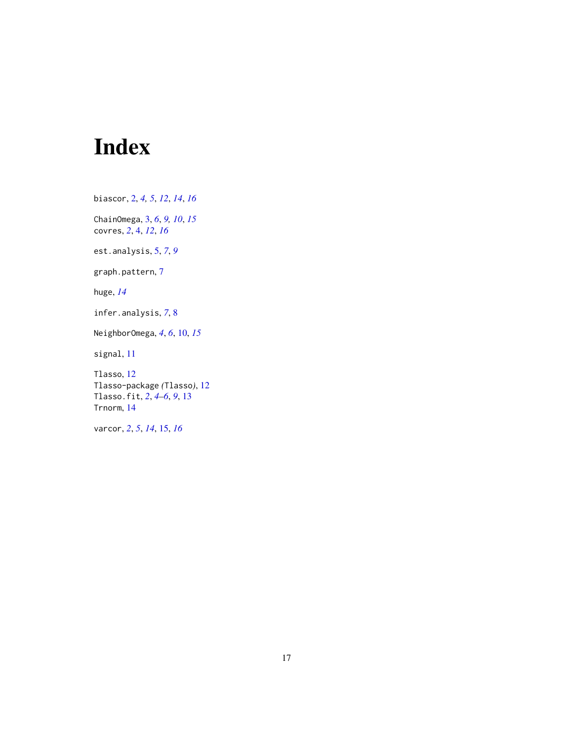# Index

biascor, 2, *4, 5*, *12*, *14*, *16*

ChainOmega, 3, *6*, *9*, *10*, *15*
covres, *2*, 4, *12*, *16*

est.analysis, 5, *7*, *9*

graph.pattern, 7

huge, *14*

infer.analysis, *7*, 8

NeighborOmega, *4*, *6*, 10, *15*

signal, 11

Tlasso, 12
Tlasso-package *(*Tlasso*)*, 12
Tlasso.fit, *2*, *4–6*, *9*, 13
Trnorm, 14

varcor, *2*, *5*, *14*, 15, *16*